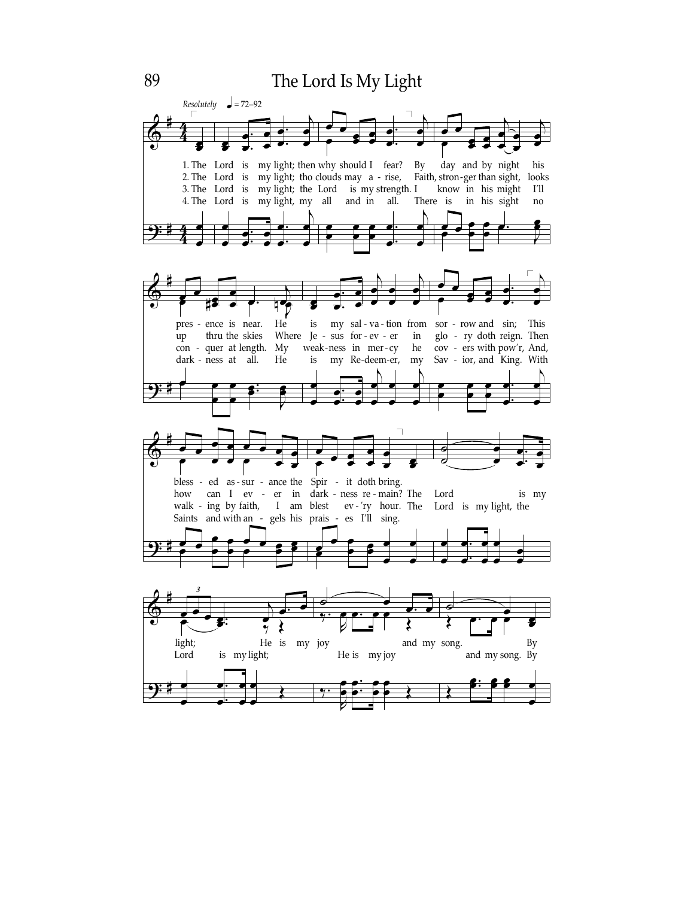# 89 The Lord Is My Light

*Resolutely* ♩ = 72–92

1. The Lord is my light; then why should I fear?
By day and by night his presence is near.
He is my salvation from sorrow and sin;
This blessed assurance the Spirit doth bring.

2. The Lord is my light; tho clouds may arise,
Faith, stronger than sight, looks up thru the skies
Where Jesus forever in glory doth reign.
Then how can I ever in darkness remain?

3. The Lord is my light; the Lord is my strength.
I know in his might I'll conquer at length.
My weakness in mercy he covers with pow'r,
And, walking by faith, I am blest ev'ry hour.

4. The Lord is my light, my all and in all.
There is in his sight no darkness at all.
He is my Redeemer, my Savior, and King.
With Saints and with angels his praises I'll sing.

The Lord is my light; (The Lord is my light, the Lord is my light;)
He is my joy and my song. (He is my joy and my song.)
By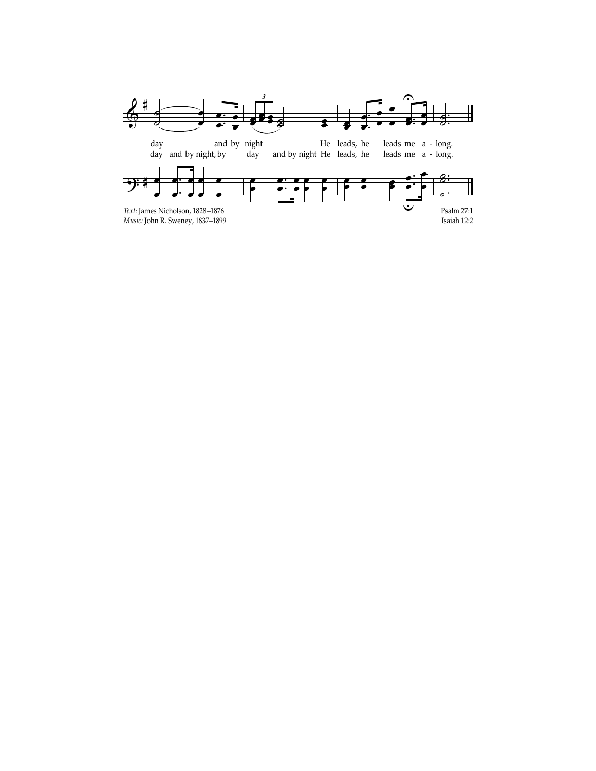day and by night He leads, he leads me a - long.

day and by night, by day and by night He leads, he leads me a - long.

*Text:* James Nicholson, 1828–1876
*Music:* John R. Sweney, 1837–1899

Psalm 27:1
Isaiah 12:2